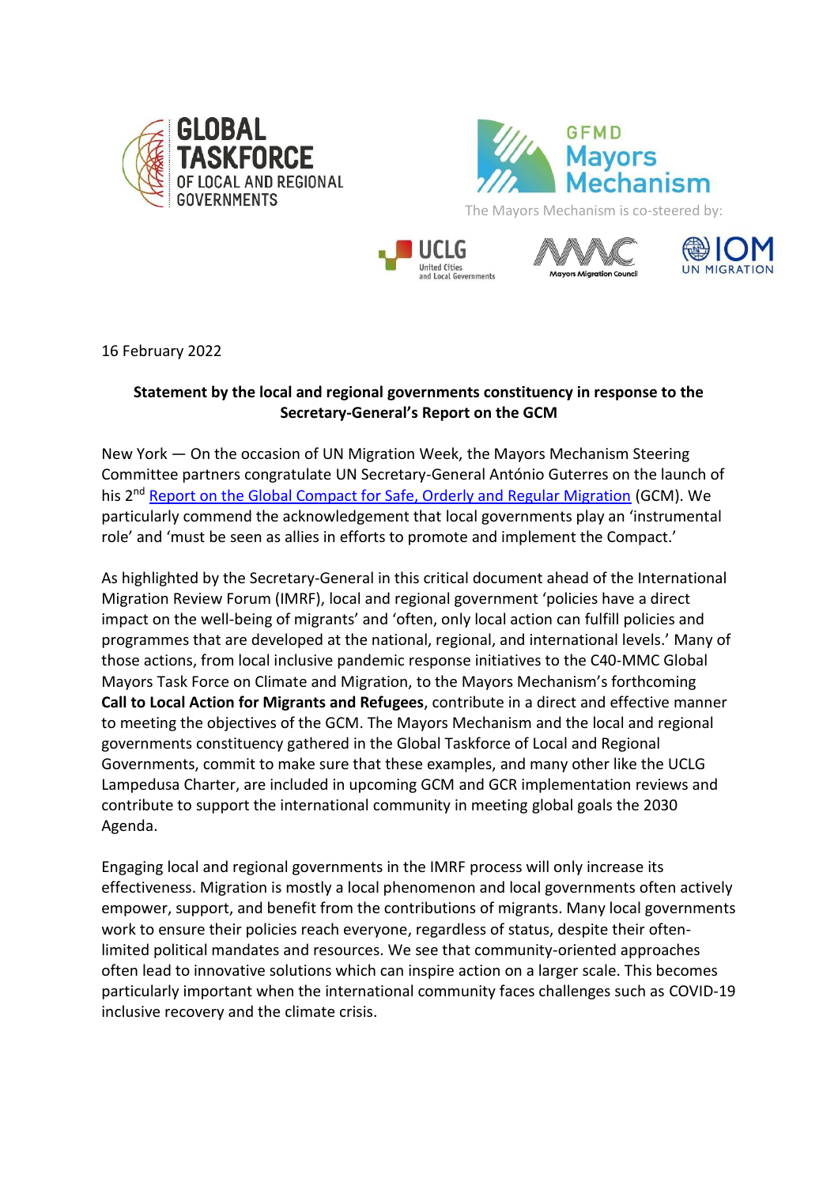GLOBAL TASKFORCE OF LOCAL AND REGIONAL GOVERNMENTS

GFMD Mayors Mechanism

The Mayors Mechanism is co-steered by:

UCLG United Cities and Local Governments | Mayors Migration Council | IOM UN MIGRATION

16 February 2022

**Statement by the local and regional governments constituency in response to the Secretary-General's Report on the GCM**

New York — On the occasion of UN Migration Week, the Mayors Mechanism Steering Committee partners congratulate UN Secretary-General António Guterres on the launch of his 2nd Report on the Global Compact for Safe, Orderly and Regular Migration (GCM). We particularly commend the acknowledgement that local governments play an 'instrumental role' and 'must be seen as allies in efforts to promote and implement the Compact.'

As highlighted by the Secretary-General in this critical document ahead of the International Migration Review Forum (IMRF), local and regional government 'policies have a direct impact on the well-being of migrants' and 'often, only local action can fulfill policies and programmes that are developed at the national, regional, and international levels.' Many of those actions, from local inclusive pandemic response initiatives to the C40-MMC Global Mayors Task Force on Climate and Migration, to the Mayors Mechanism's forthcoming **Call to Local Action for Migrants and Refugees**, contribute in a direct and effective manner to meeting the objectives of the GCM. The Mayors Mechanism and the local and regional governments constituency gathered in the Global Taskforce of Local and Regional Governments, commit to make sure that these examples, and many other like the UCLG Lampedusa Charter, are included in upcoming GCM and GCR implementation reviews and contribute to support the international community in meeting global goals the 2030 Agenda.

Engaging local and regional governments in the IMRF process will only increase its effectiveness. Migration is mostly a local phenomenon and local governments often actively empower, support, and benefit from the contributions of migrants. Many local governments work to ensure their policies reach everyone, regardless of status, despite their often-limited political mandates and resources. We see that community-oriented approaches often lead to innovative solutions which can inspire action on a larger scale. This becomes particularly important when the international community faces challenges such as COVID-19 inclusive recovery and the climate crisis.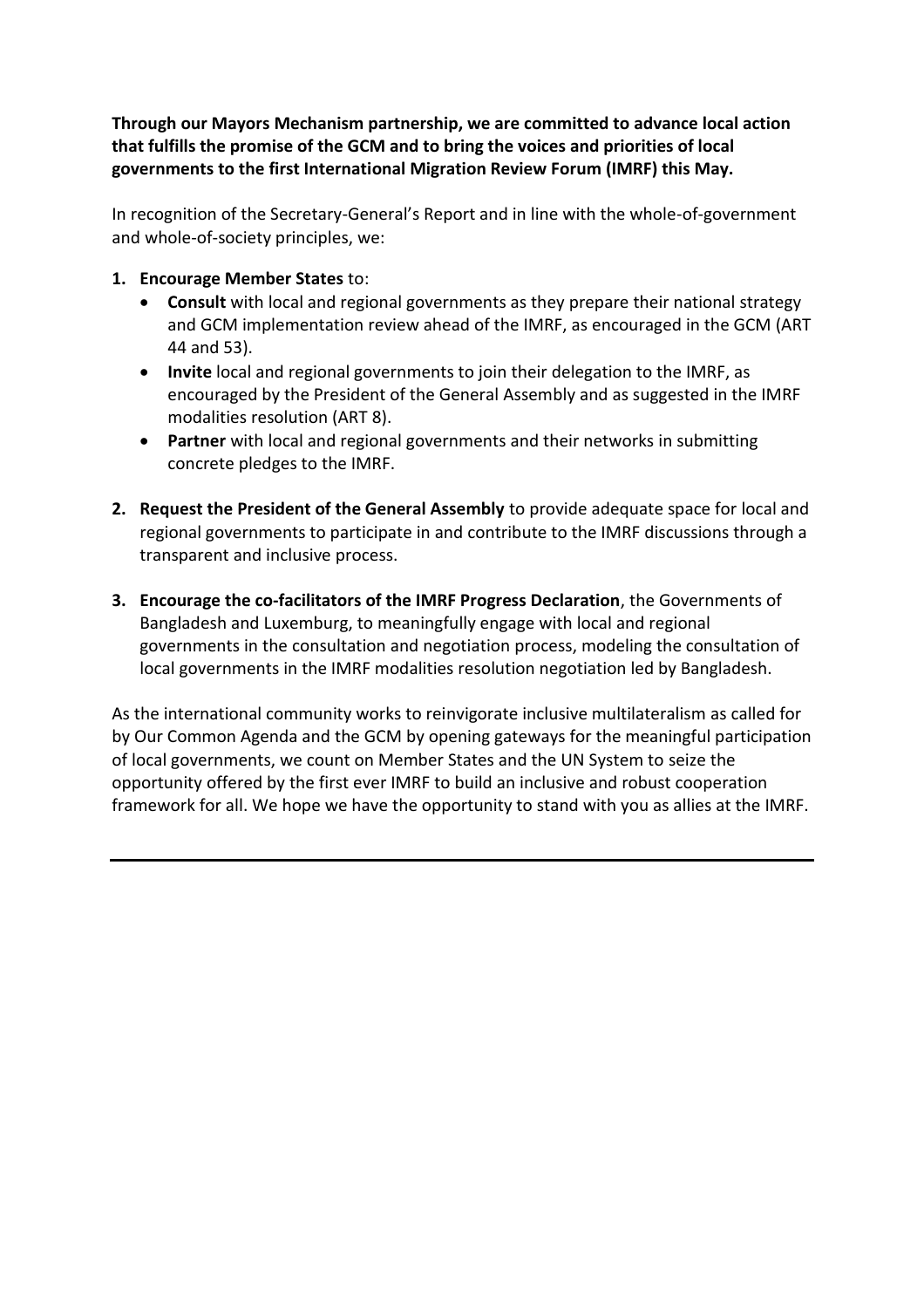**Through our Mayors Mechanism partnership, we are committed to advance local action that fulfills the promise of the GCM and to bring the voices and priorities of local governments to the first International Migration Review Forum (IMRF) this May.**

In recognition of the Secretary-General's Report and in line with the whole-of-government and whole-of-society principles, we:

1. **Encourage Member States** to:
   - **Consult** with local and regional governments as they prepare their national strategy and GCM implementation review ahead of the IMRF, as encouraged in the GCM (ART 44 and 53).
   - **Invite** local and regional governments to join their delegation to the IMRF, as encouraged by the President of the General Assembly and as suggested in the IMRF modalities resolution (ART 8).
   - **Partner** with local and regional governments and their networks in submitting concrete pledges to the IMRF.

2. **Request the President of the General Assembly** to provide adequate space for local and regional governments to participate in and contribute to the IMRF discussions through a transparent and inclusive process.

3. **Encourage the co-facilitators of the IMRF Progress Declaration**, the Governments of Bangladesh and Luxemburg, to meaningfully engage with local and regional governments in the consultation and negotiation process, modeling the consultation of local governments in the IMRF modalities resolution negotiation led by Bangladesh.

As the international community works to reinvigorate inclusive multilateralism as called for by Our Common Agenda and the GCM by opening gateways for the meaningful participation of local governments, we count on Member States and the UN System to seize the opportunity offered by the first ever IMRF to build an inclusive and robust cooperation framework for all. We hope we have the opportunity to stand with you as allies at the IMRF.

---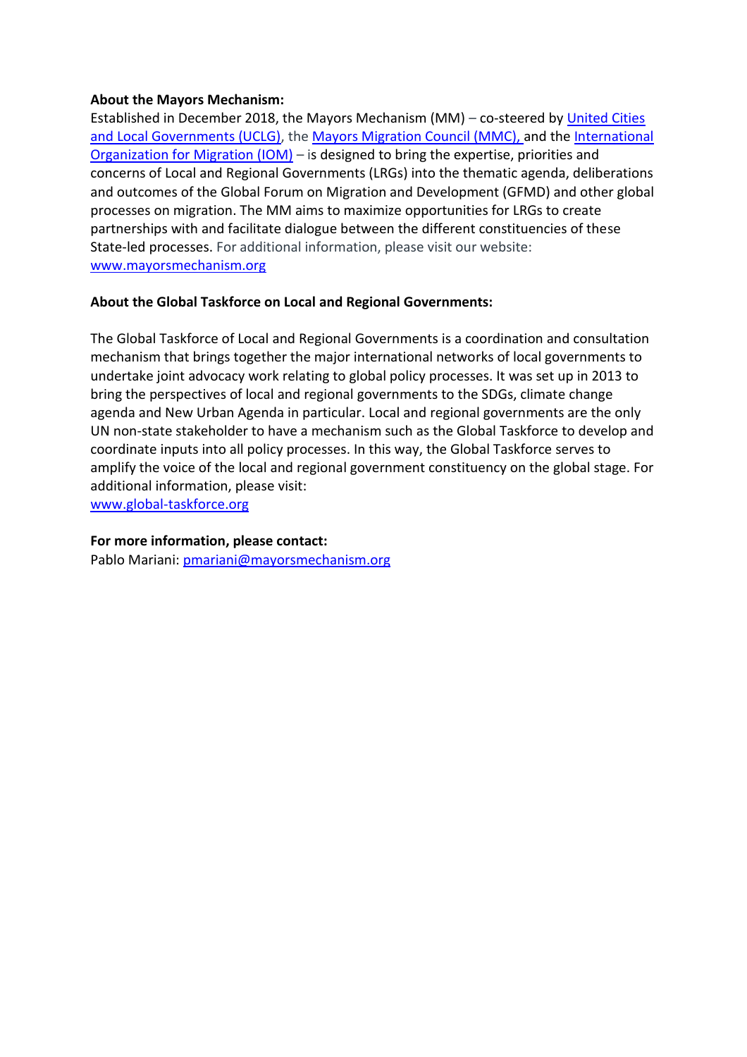**About the Mayors Mechanism:**

Established in December 2018, the Mayors Mechanism (MM) – co-steered by [United Cities and Local Governments (UCLG)](), the [Mayors Migration Council (MMC),]() and the [International Organization for Migration (IOM)]() – is designed to bring the expertise, priorities and concerns of Local and Regional Governments (LRGs) into the thematic agenda, deliberations and outcomes of the Global Forum on Migration and Development (GFMD) and other global processes on migration. The MM aims to maximize opportunities for LRGs to create partnerships with and facilitate dialogue between the different constituencies of these State-led processes. For additional information, please visit our website: [www.mayorsmechanism.org]()

**About the Global Taskforce on Local and Regional Governments:**

The Global Taskforce of Local and Regional Governments is a coordination and consultation mechanism that brings together the major international networks of local governments to undertake joint advocacy work relating to global policy processes. It was set up in 2013 to bring the perspectives of local and regional governments to the SDGs, climate change agenda and New Urban Agenda in particular. Local and regional governments are the only UN non-state stakeholder to have a mechanism such as the Global Taskforce to develop and coordinate inputs into all policy processes. In this way, the Global Taskforce serves to amplify the voice of the local and regional government constituency on the global stage. For additional information, please visit:
[www.global-taskforce.org]()

**For more information, please contact:**
Pablo Mariani: [pmariani@mayorsmechanism.org]()